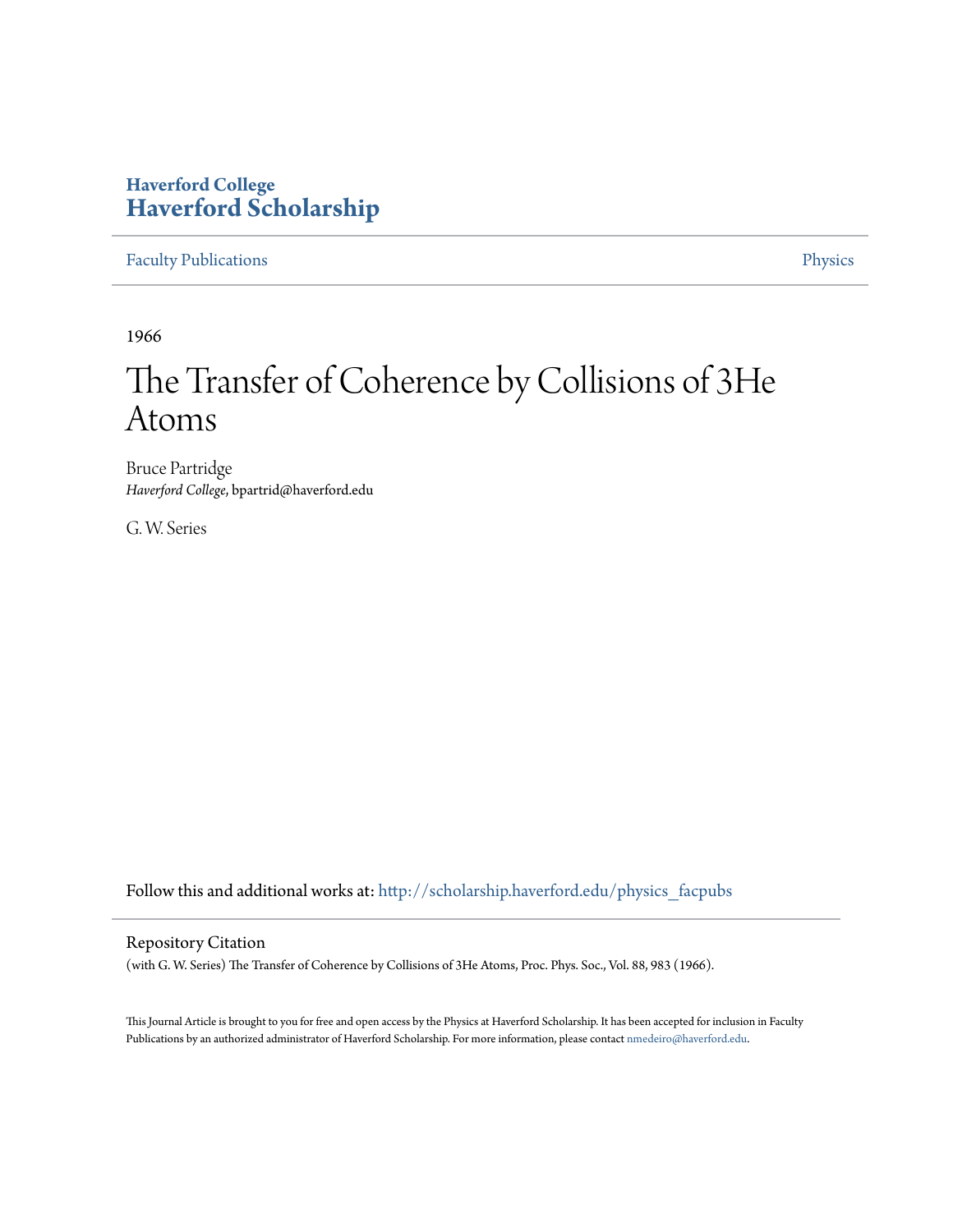Haverford College
**Haverford Scholarship**

Faculty Publications

Physics

1966

# The Transfer of Coherence by Collisions of 3He Atoms

Bruce Partridge
*Haverford College*, bpartrid@haverford.edu

G. W. Series

Follow this and additional works at: http://scholarship.haverford.edu/physics_facpubs

## Repository Citation

(with G. W. Series) The Transfer of Coherence by Collisions of 3He Atoms, Proc. Phys. Soc., Vol. 88, 983 (1966).

This Journal Article is brought to you for free and open access by the Physics at Haverford Scholarship. It has been accepted for inclusion in Faculty Publications by an authorized administrator of Haverford Scholarship. For more information, please contact nmedeiro@haverford.edu.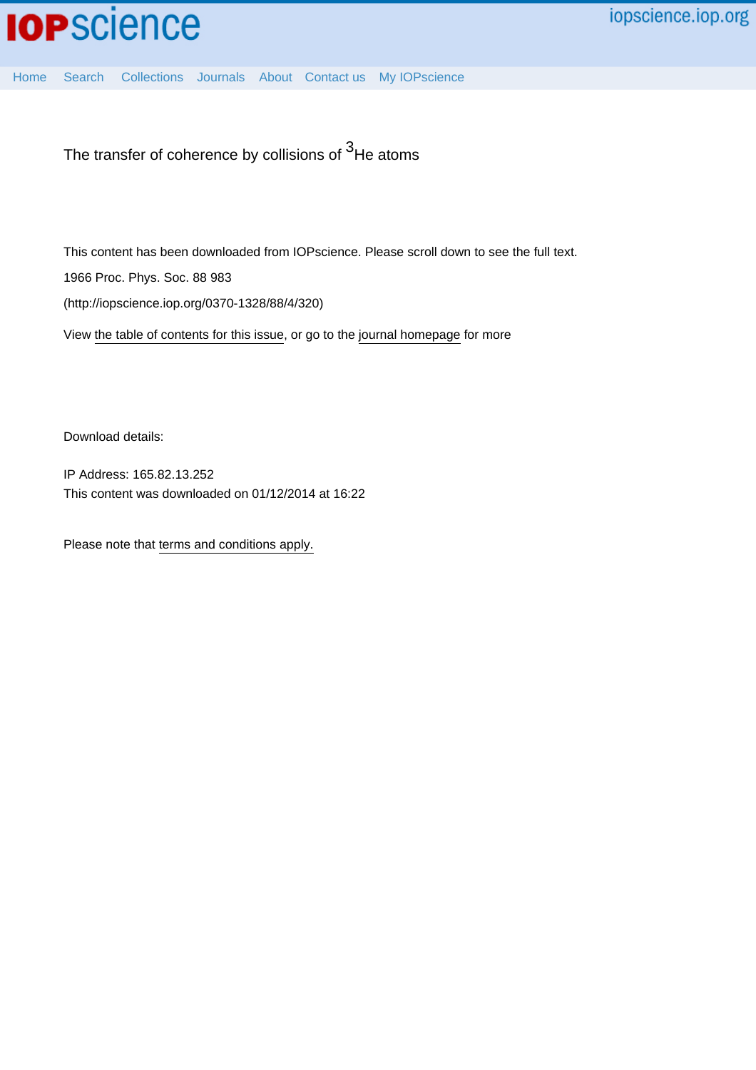The transfer of coherence by collisions of $^3$He atoms

This content has been downloaded from IOPscience. Please scroll down to see the full text.

1966 Proc. Phys. Soc. 88 983

(http://iopscience.iop.org/0370-1328/88/4/320)

View the table of contents for this issue, or go to the journal homepage for more

Download details:

IP Address: 165.82.13.252

This content was downloaded on 01/12/2014 at 16:22

Please note that terms and conditions apply.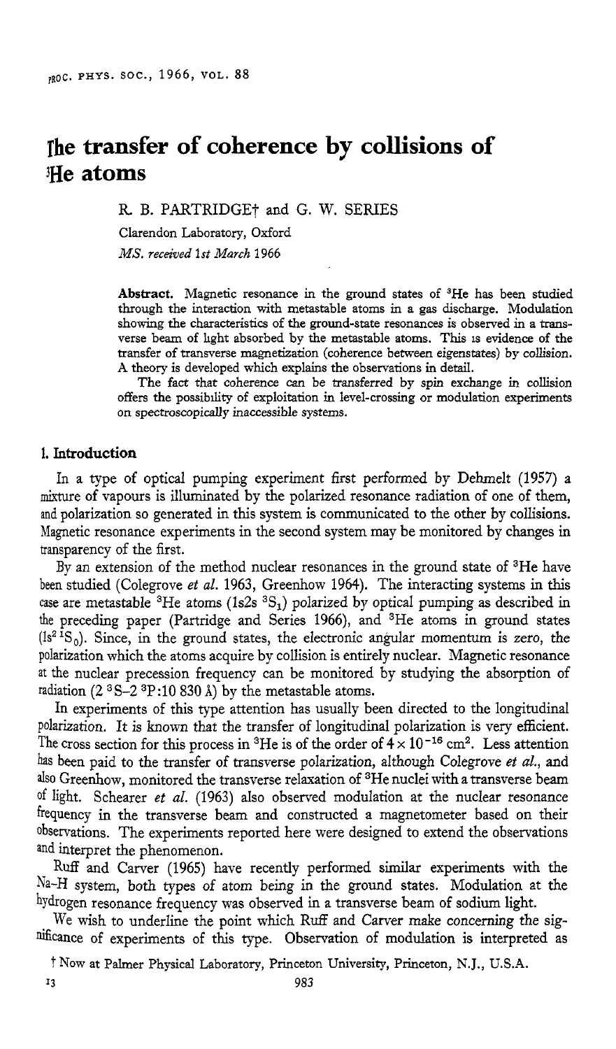# The transfer of coherence by collisions of $^3$He atoms

R. B. PARTRIDGE† and G. W. SERIES

Clarendon Laboratory, Oxford

*MS. received 1st March 1966*

**Abstract.** Magnetic resonance in the ground states of $^3$He has been studied through the interaction with metastable atoms in a gas discharge. Modulation showing the characteristics of the ground-state resonances is observed in a transverse beam of light absorbed by the metastable atoms. This is evidence of the transfer of transverse magnetization (coherence between eigenstates) by collision. A theory is developed which explains the observations in detail.

The fact that coherence can be transferred by spin exchange in collision offers the possibility of exploitation in level-crossing or modulation experiments on spectroscopically inaccessible systems.

## 1. Introduction

In a type of optical pumping experiment first performed by Dehmelt (1957) a mixture of vapours is illuminated by the polarized resonance radiation of one of them, and polarization so generated in this system is communicated to the other by collisions. Magnetic resonance experiments in the second system may be monitored by changes in transparency of the first.

By an extension of the method nuclear resonances in the ground state of $^3$He have been studied (Colegrove *et al.* 1963, Greenhow 1964). The interacting systems in this case are metastable $^3$He atoms (1s2s $^3S_1$) polarized by optical pumping as described in the preceding paper (Partridge and Series 1966), and $^3$He atoms in ground states (1s$^2$ $^1S_0$). Since, in the ground states, the electronic angular momentum is zero, the polarization which the atoms acquire by collision is entirely nuclear. Magnetic resonance at the nuclear precession frequency can be monitored by studying the absorption of radiation (2 $^3$S–2 $^3$P:10 830 Å) by the metastable atoms.

In experiments of this type attention has usually been directed to the longitudinal polarization. It is known that the transfer of longitudinal polarization is very efficient. The cross section for this process in $^3$He is of the order of $4 \times 10^{-16}$ cm$^2$. Less attention has been paid to the transfer of transverse polarization, although Colegrove *et al.*, and also Greenhow, monitored the transverse relaxation of $^3$He nuclei with a transverse beam of light. Schearer *et al.* (1963) also observed modulation at the nuclear resonance frequency in the transverse beam and constructed a magnetometer based on their observations. The experiments reported here were designed to extend the observations and interpret the phenomenon.

Ruff and Carver (1965) have recently performed similar experiments with the Na–H system, both types of atom being in the ground states. Modulation at the hydrogen resonance frequency was observed in a transverse beam of sodium light.

We wish to underline the point which Ruff and Carver make concerning the significance of experiments of this type. Observation of modulation is interpreted as

† Now at Palmer Physical Laboratory, Princeton University, Princeton, N.J., U.S.A.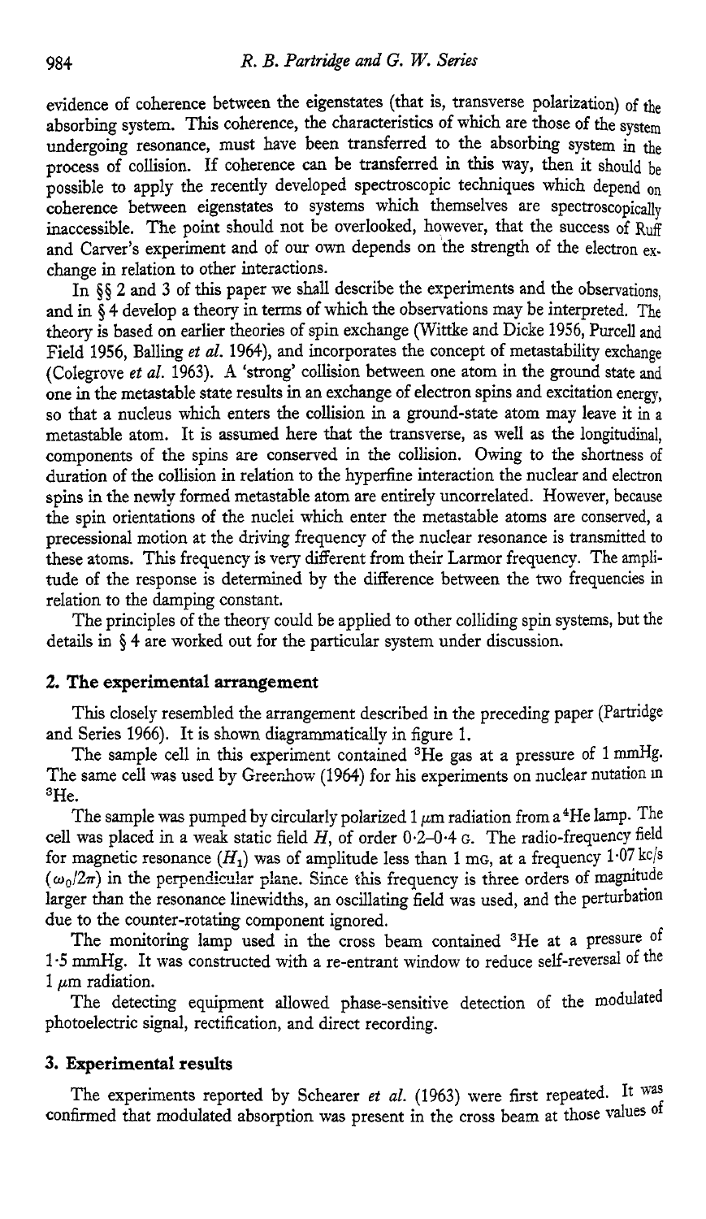evidence of coherence between the eigenstates (that is, transverse polarization) of the absorbing system. This coherence, the characteristics of which are those of the system undergoing resonance, must have been transferred to the absorbing system in the process of collision. If coherence can be transferred in this way, then it should be possible to apply the recently developed spectroscopic techniques which depend on coherence between eigenstates to systems which themselves are spectroscopically inaccessible. The point should not be overlooked, however, that the success of Ruff and Carver's experiment and of our own depends on the strength of the electron exchange in relation to other interactions.

In §§ 2 and 3 of this paper we shall describe the experiments and the observations, and in § 4 develop a theory in terms of which the observations may be interpreted. The theory is based on earlier theories of spin exchange (Wittke and Dicke 1956, Purcell and Field 1956, Balling *et al.* 1964), and incorporates the concept of metastability exchange (Colegrove *et al.* 1963). A 'strong' collision between one atom in the ground state and one in the metastable state results in an exchange of electron spins and excitation energy, so that a nucleus which enters the collision in a ground-state atom may leave it in a metastable atom. It is assumed here that the transverse, as well as the longitudinal, components of the spins are conserved in the collision. Owing to the shortness of duration of the collision in relation to the hyperfine interaction the nuclear and electron spins in the newly formed metastable atom are entirely uncorrelated. However, because the spin orientations of the nuclei which enter the metastable atoms are conserved, a precessional motion at the driving frequency of the nuclear resonance is transmitted to these atoms. This frequency is very different from their Larmor frequency. The amplitude of the response is determined by the difference between the two frequencies in relation to the damping constant.

The principles of the theory could be applied to other colliding spin systems, but the details in § 4 are worked out for the particular system under discussion.

## 2. The experimental arrangement

This closely resembled the arrangement described in the preceding paper (Partridge and Series 1966). It is shown diagrammatically in figure 1.

The sample cell in this experiment contained $^3$He gas at a pressure of 1 mmHg. The same cell was used by Greenhow (1964) for his experiments on nuclear nutation in $^3$He.

The sample was pumped by circularly polarized 1 $\mu$m radiation from a $^4$He lamp. The cell was placed in a weak static field $H$, of order 0·2–0·4 G. The radio-frequency field for magnetic resonance ($H_1$) was of amplitude less than 1 mG, at a frequency 1·07 kc/s ($\omega_0/2\pi$) in the perpendicular plane. Since this frequency is three orders of magnitude larger than the resonance linewidths, an oscillating field was used, and the perturbation due to the counter-rotating component ignored.

The monitoring lamp used in the cross beam contained $^3$He at a pressure of 1·5 mmHg. It was constructed with a re-entrant window to reduce self-reversal of the 1 $\mu$m radiation.

The detecting equipment allowed phase-sensitive detection of the modulated photoelectric signal, rectification, and direct recording.

## 3. Experimental results

The experiments reported by Schearer *et al.* (1963) were first repeated. It was confirmed that modulated absorption was present in the cross beam at those values of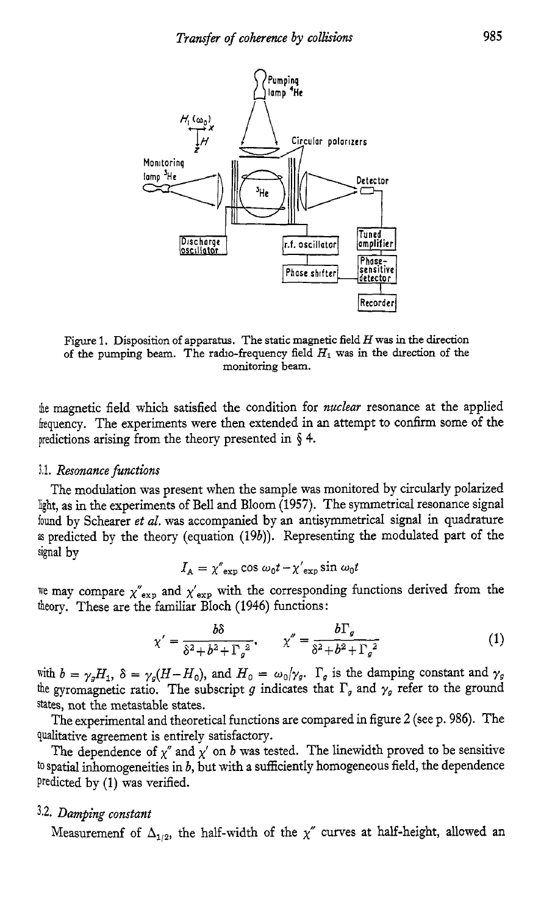Figure 1. Disposition of apparatus. The static magnetic field $H$ was in the direction of the pumping beam. The radio-frequency field $H_1$ was in the direction of the monitoring beam.

the magnetic field which satisfied the condition for *nuclear* resonance at the applied frequency. The experiments were then extended in an attempt to confirm some of the predictions arising from the theory presented in § 4.

### 3.1. *Resonance functions*

The modulation was present when the sample was monitored by circularly polarized light, as in the experiments of Bell and Bloom (1957). The symmetrical resonance signal found by Schearer *et al.* was accompanied by an antisymmetrical signal in quadrature as predicted by the theory (equation (19*b*)). Representing the modulated part of the signal by

$$I_A = \chi''_{\text{exp}} \cos \omega_0 t - \chi'_{\text{exp}} \sin \omega_0 t$$

we may compare $\chi''_{\text{exp}}$ and $\chi'_{\text{exp}}$ with the corresponding functions derived from the theory. These are the familiar Bloch (1946) functions:

$$\chi' = \frac{b\delta}{\delta^2 + b^2 + \Gamma_g^2}, \qquad \chi'' = \frac{b\Gamma_g}{\delta^2 + b^2 + \Gamma_g^2} \tag{1}$$

with $b = \gamma_g H_1$, $\delta = \gamma_g(H - H_0)$, and $H_0 = \omega_0/\gamma_g$. $\Gamma_g$ is the damping constant and $\gamma_g$ the gyromagnetic ratio. The subscript $g$ indicates that $\Gamma_g$ and $\gamma_g$ refer to the ground states, not the metastable states.

The experimental and theoretical functions are compared in figure 2 (see p. 986). The qualitative agreement is entirely satisfactory.

The dependence of $\chi''$ and $\chi'$ on $b$ was tested. The linewidth proved to be sensitive to spatial inhomogeneities in $b$, but with a sufficiently homogeneous field, the dependence predicted by (1) was verified.

### 3.2. *Damping constant*

Measuremenf of $\Delta_{1/2}$, the half-width of the $\chi''$ curves at half-height, allowed an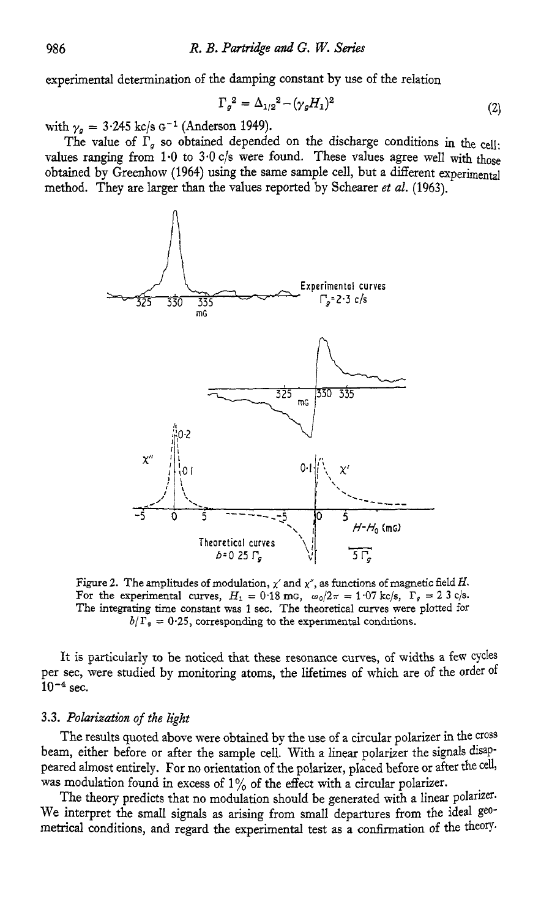experimental determination of the damping constant by use of the relation

$$\Gamma_g{}^2 = \Delta_{1/2}{}^2 - (\gamma_g H_1)^2 \tag{2}$$

with $\gamma_g = 3{\cdot}245$ kc/s $\text{G}^{-1}$ (Anderson 1949).

The value of $\Gamma_g$ so obtained depended on the discharge conditions in the cell: values ranging from 1·0 to 3·0 c/s were found. These values agree well with those obtained by Greenhow (1964) using the same sample cell, but a different experimental method. They are larger than the values reported by Schearer *et al.* (1963).

Figure 2. The amplitudes of modulation, $\chi'$ and $\chi''$, as functions of magnetic field $H$. For the experimental curves, $H_1 = 0{\cdot}18$ mG, $\omega_0/2\pi = 1{\cdot}07$ kc/s, $\Gamma_g = 2{\cdot}3$ c/s. The integrating time constant was 1 sec. The theoretical curves were plotted for $b/\Gamma_g = 0{\cdot}25$, corresponding to the experimental conditions.

It is particularly to be noticed that these resonance curves, of widths a few cycles per sec, were studied by monitoring atoms, the lifetimes of which are of the order of $10^{-4}$ sec.

### 3.3. *Polarization of the light*

The results quoted above were obtained by the use of a circular polarizer in the cross beam, either before or after the sample cell. With a linear polarizer the signals disappeared almost entirely. For no orientation of the polarizer, placed before or after the cell, was modulation found in excess of 1% of the effect with a circular polarizer.

The theory predicts that no modulation should be generated with a linear polarizer. We interpret the small signals as arising from small departures from the ideal geometrical conditions, and regard the experimental test as a confirmation of the theory.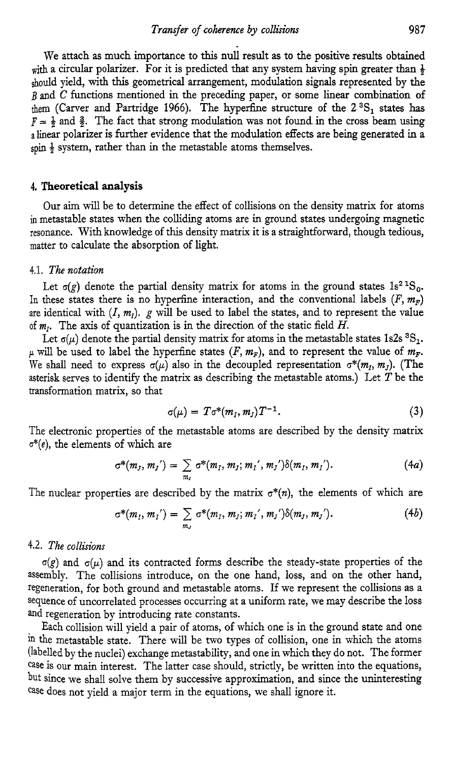We attach as much importance to this null result as to the positive results obtained with a circular polarizer. For it is predicted that any system having spin greater than $\frac{1}{2}$ should yield, with this geometrical arrangement, modulation signals represented by the $B$ and $C$ functions mentioned in the preceding paper, or some linear combination of them (Carver and Partridge 1966). The hyperfine structure of the $2\,^3S_1$ states has $F = \frac{1}{2}$ and $\frac{3}{2}$. The fact that strong modulation was not found in the cross beam using a linear polarizer is further evidence that the modulation effects are being generated in a spin $\frac{1}{2}$ system, rather than in the metastable atoms themselves.

## 4. Theoretical analysis

Our aim will be to determine the effect of collisions on the density matrix for atoms in metastable states when the colliding atoms are in ground states undergoing magnetic resonance. With knowledge of this density matrix it is a straightforward, though tedious, matter to calculate the absorption of light.

### 4.1. *The notation*

Let $\sigma(g)$ denote the partial density matrix for atoms in the ground states $1s^2\,^1S_0$. In these states there is no hyperfine interaction, and the conventional labels $(F, m_F)$ are identical with $(I, m_I)$. $g$ will be used to label the states, and to represent the value of $m_I$. The axis of quantization is in the direction of the static field $H$.

Let $\sigma(\mu)$ denote the partial density matrix for atoms in the metastable states $1s2s\,^3S_1$. $\mu$ will be used to label the hyperfine states $(F, m_F)$, and to represent the value of $m_F$. We shall need to express $\sigma(\mu)$ also in the decoupled representation $\sigma^*(m_I, m_J)$. (The asterisk serves to identify the matrix as describing the metastable atoms.) Let $T$ be the transformation matrix, so that

$$\sigma(\mu) = T\sigma^*(m_I, m_J)T^{-1}. \tag{3}$$

The electronic properties of the metastable atoms are described by the density matrix $\sigma^*(e)$, the elements of which are

$$\sigma^*(m_J, m_J') = \sum_{m_I} \sigma^*(m_I, m_J; m_I', m_J')\delta(m_I, m_I'). \tag{4a}$$

The nuclear properties are described by the matrix $\sigma^*(n)$, the elements of which are

$$\sigma^*(m_I, m_I') = \sum_{m_J} \sigma^*(m_I, m_J; m_I', m_J')\delta(m_J, m_J'). \tag{4b}$$

### 4.2. *The collisions*

$\sigma(g)$ and $\sigma(\mu)$ and its contracted forms describe the steady-state properties of the assembly. The collisions introduce, on the one hand, loss, and on the other hand, regeneration, for both ground and metastable atoms. If we represent the collisions as a sequence of uncorrelated processes occurring at a uniform rate, we may describe the loss and regeneration by introducing rate constants.

Each collision will yield a pair of atoms, of which one is in the ground state and one in the metastable state. There will be two types of collision, one in which the atoms (labelled by the nuclei) exchange metastability, and one in which they do not. The former case is our main interest. The latter case should, strictly, be written into the equations, but since we shall solve them by successive approximation, and since the uninteresting case does not yield a major term in the equations, we shall ignore it.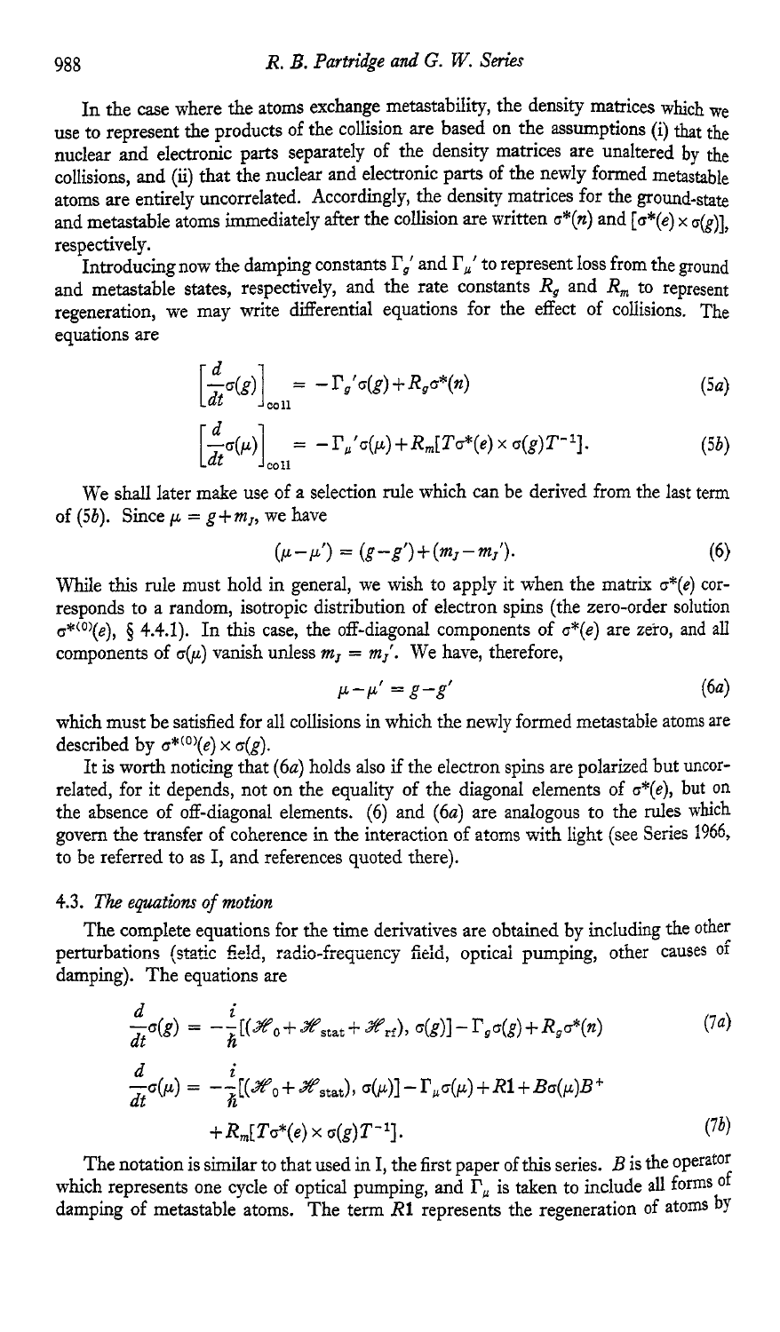In the case where the atoms exchange metastability, the density matrices which we use to represent the products of the collision are based on the assumptions (i) that the nuclear and electronic parts separately of the density matrices are unaltered by the collisions, and (ii) that the nuclear and electronic parts of the newly formed metastable atoms are entirely uncorrelated. Accordingly, the density matrices for the ground-state and metastable atoms immediately after the collision are written $\sigma^*(n)$ and $[\sigma^*(e) \times \sigma(g)]$, respectively.

Introducing now the damping constants $\Gamma_g'$ and $\Gamma_\mu'$ to represent loss from the ground and metastable states, respectively, and the rate constants $R_g$ and $R_m$ to represent regeneration, we may write differential equations for the effect of collisions. The equations are

$$\left[\frac{d}{dt}\sigma(g)\right]_{\text{coll}} = -\Gamma_g'\sigma(g) + R_g\sigma^*(n) \tag{5a}$$

$$\left[\frac{d}{dt}\sigma(\mu)\right]_{\text{coll}} = -\Gamma_\mu'\sigma(\mu) + R_m[T\sigma^*(e) \times \sigma(g)T^{-1}]. \tag{5b}$$

We shall later make use of a selection rule which can be derived from the last term of (5*b*). Since $\mu = g + m_J$, we have

$$(\mu - \mu') = (g - g') + (m_J - m_J'). \tag{6}$$

While this rule must hold in general, we wish to apply it when the matrix $\sigma^*(e)$ corresponds to a random, isotropic distribution of electron spins (the zero-order solution $\sigma^{*(0)}(e)$, § 4.4.1). In this case, the off-diagonal components of $\sigma^*(e)$ are zero, and all components of $\sigma(\mu)$ vanish unless $m_J = m_J'$. We have, therefore,

$$\mu - \mu' = g - g' \tag{6a}$$

which must be satisfied for all collisions in which the newly formed metastable atoms are described by $\sigma^{*(0)}(e) \times \sigma(g)$.

It is worth noticing that (6*a*) holds also if the electron spins are polarized but uncorrelated, for it depends, not on the equality of the diagonal elements of $\sigma^*(e)$, but on the absence of off-diagonal elements. (6) and (6*a*) are analogous to the rules which govern the transfer of coherence in the interaction of atoms with light (see Series 1966, to be referred to as I, and references quoted there).

### 4.3. *The equations of motion*

The complete equations for the time derivatives are obtained by including the other perturbations (static field, radio-frequency field, optical pumping, other causes of damping). The equations are

$$\frac{d}{dt}\sigma(g) = -\frac{i}{\hbar}[(\mathscr{H}_0 + \mathscr{H}_{\text{stat}} + \mathscr{H}_{\text{rf}}), \sigma(g)] - \Gamma_g\sigma(g) + R_g\sigma^*(n) \tag{7a}$$

$$\frac{d}{dt}\sigma(\mu) = -\frac{i}{\hbar}[(\mathscr{H}_0 + \mathscr{H}_{\text{stat}}), \sigma(\mu)] - \Gamma_\mu\sigma(\mu) + R\mathbf{1} + B\sigma(\mu)B^+ + R_m[T\sigma^*(e) \times \sigma(g)T^{-1}]. \tag{7b}$$

The notation is similar to that used in I, the first paper of this series. $B$ is the operator which represents one cycle of optical pumping, and $\Gamma_\mu$ is taken to include all forms of damping of metastable atoms. The term $R\mathbf{1}$ represents the regeneration of atoms by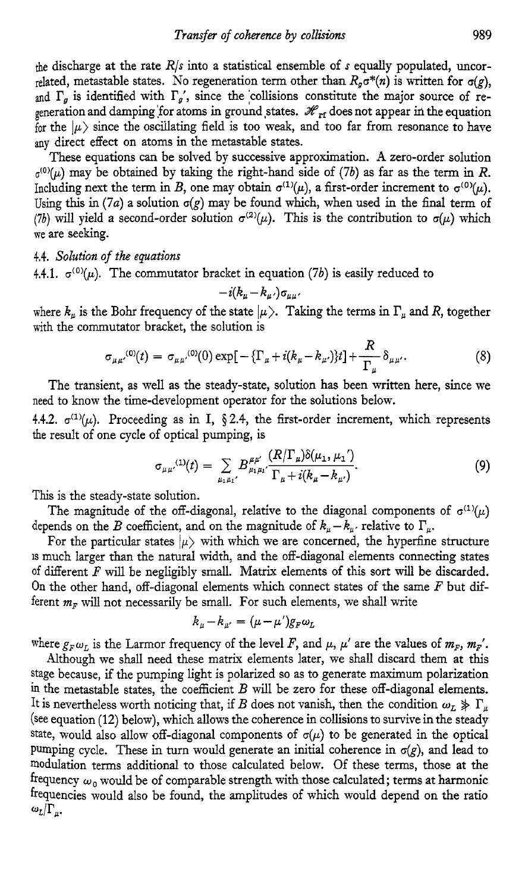the discharge at the rate $R/s$ into a statistical ensemble of $s$ equally populated, uncorrelated, metastable states. No regeneration term other than $R_g\sigma^*(n)$ is written for $\sigma(g)$, and $\Gamma_g$ is identified with $\Gamma_g'$, since the collisions constitute the major source of regeneration and damping for atoms in ground states. $\mathscr{H}_{rf}$ does not appear in the equation for the $|\mu\rangle$ since the oscillating field is too weak, and too far from resonance to have any direct effect on atoms in the metastable states.

These equations can be solved by successive approximation. A zero-order solution $\sigma^{(0)}(\mu)$ may be obtained by taking the right-hand side of (7*b*) as far as the term in $R$. Including next the term in $B$, one may obtain $\sigma^{(1)}(\mu)$, a first-order increment to $\sigma^{(0)}(\mu)$. Using this in (7*a*) a solution $\sigma(g)$ may be found which, when used in the final term of (7*b*) will yield a second-order solution $\sigma^{(2)}(\mu)$. This is the contribution to $\sigma(\mu)$ which we are seeking.

### 4.4. *Solution of the equations*

4.4.1. $\sigma^{(0)}(\mu)$. The commutator bracket in equation (7*b*) is easily reduced to

$$-i(k_\mu - k_{\mu'})\sigma_{\mu\mu'}$$

where $k_\mu$ is the Bohr frequency of the state $|\mu\rangle$. Taking the terms in $\Gamma_\mu$ and $R$, together with the commutator bracket, the solution is

$$\sigma_{\mu\mu'}{}^{(0)}(t) = \sigma_{\mu\mu'}{}^{(0)}(0)\exp[-\{\Gamma_\mu + i(k_\mu - k_{\mu'})\}t] + \frac{R}{\Gamma_\mu}\delta_{\mu\mu'}. \tag{8}$$

The transient, as well as the steady-state, solution has been written here, since we need to know the time-development operator for the solutions below.

4.4.2. $\sigma^{(1)}(\mu)$. Proceeding as in I, § 2.4, the first-order increment, which represents the result of one cycle of optical pumping, is

$$\sigma_{\mu\mu'}{}^{(1)}(t) = \sum_{\mu_1\mu_1'} B^{\mu\mu'}_{\mu_1\mu_1'} \frac{(R/\Gamma_\mu)\delta(\mu_1, \mu_1')}{\Gamma_\mu + i(k_\mu - k_{\mu'})}. \tag{9}$$

This is the steady-state solution.

The magnitude of the off-diagonal, relative to the diagonal components of $\sigma^{(1)}(\mu)$ depends on the $B$ coefficient, and on the magnitude of $k_\mu - k_{\mu'}$ relative to $\Gamma_\mu$.

For the particular states $|\mu\rangle$ with which we are concerned, the hyperfine structure is much larger than the natural width, and the off-diagonal elements connecting states of different $F$ will be negligibly small. Matrix elements of this sort will be discarded. On the other hand, off-diagonal elements which connect states of the same $F$ but different $m_F$ will not necessarily be small. For such elements, we shall write

$$k_\mu - k_{\mu'} = (\mu - \mu')g_F\omega_L$$

where $g_F\omega_L$ is the Larmor frequency of the level $F$, and $\mu$, $\mu'$ are the values of $m_F$, $m_F'$.

Although we shall need these matrix elements later, we shall discard them at this stage because, if the pumping light is polarized so as to generate maximum polarization in the metastable states, the coefficient $B$ will be zero for these off-diagonal elements. It is nevertheless worth noticing that, if $B$ does not vanish, then the condition $\omega_L \not\gg \Gamma_\mu$ (see equation (12) below), which allows the coherence in collisions to survive in the steady state, would also allow off-diagonal components of $\sigma(\mu)$ to be generated in the optical pumping cycle. These in turn would generate an initial coherence in $\sigma(g)$, and lead to modulation terms additional to those calculated below. Of these terms, those at the frequency $\omega_0$ would be of comparable strength with those calculated; terms at harmonic frequencies would also be found, the amplitudes of which would depend on the ratio $\omega_L/\Gamma_\mu$.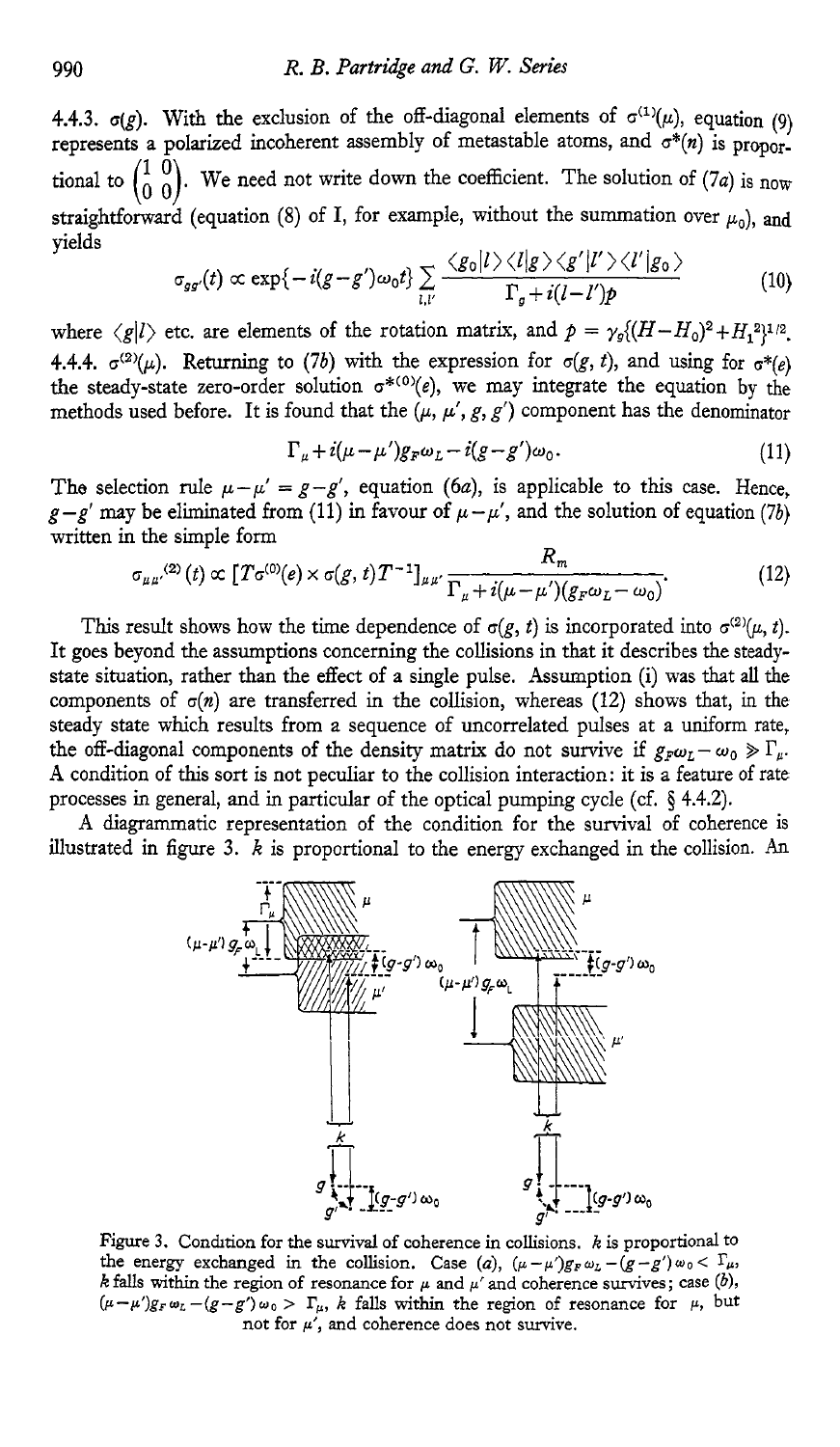4.4.3. $\sigma(g)$. With the exclusion of the off-diagonal elements of $\sigma^{(1)}(\mu)$, equation (9) represents a polarized incoherent assembly of metastable atoms, and $\sigma^*(n)$ is proportional to $\begin{pmatrix} 1 & 0 \\ 0 & 0 \end{pmatrix}$. We need not write down the coefficient. The solution of (7a) is now straightforward (equation (8) of I, for example, without the summation over $\mu_0$), and yields

$$\sigma_{gg'}(t) \propto \exp\{-i(g-g')\omega_0 t\} \sum_{l,l'} \frac{\langle g_0|l\rangle\langle l|g\rangle\langle g'|l'\rangle\langle l'|g_0\rangle}{\Gamma_g + i(l-l')p} \tag{10}$$

where $\langle g|l\rangle$ etc. are elements of the rotation matrix, and $p = \gamma_g\{(H-H_0)^2 + H_1^2\}^{1/2}$.

4.4.4. $\sigma^{(2)}(\mu)$. Returning to (7b) with the expression for $\sigma(g,t)$, and using for $\sigma^*(e)$ the steady-state zero-order solution $\sigma^{*(0)}(e)$, we may integrate the equation by the methods used before. It is found that the $(\mu, \mu', g, g')$ component has the denominator

$$\Gamma_\mu + i(\mu-\mu')g_F\omega_L - i(g-g')\omega_0. \tag{11}$$

The selection rule $\mu-\mu' = g-g'$, equation (6a), is applicable to this case. Hence, $g-g'$ may be eliminated from (11) in favour of $\mu-\mu'$, and the solution of equation (7b) written in the simple form

$$\sigma_{\mu\mu'}^{(2)}(t) \propto [T\sigma^{(0)}(e) \times \sigma(g,t)T^{-1}]_{\mu\mu'} \frac{R_m}{\Gamma_\mu + i(\mu-\mu')(g_F\omega_L - \omega_0)}. \tag{12}$$

This result shows how the time dependence of $\sigma(g,t)$ is incorporated into $\sigma^{(2)}(\mu,t)$. It goes beyond the assumptions concerning the collisions in that it describes the steady-state situation, rather than the effect of a single pulse. Assumption (i) was that all the components of $\sigma(n)$ are transferred in the collision, whereas (12) shows that, in the steady state which results from a sequence of uncorrelated pulses at a uniform rate, the off-diagonal components of the density matrix do not survive if $g_F\omega_L - \omega_0 \gg \Gamma_\mu$. A condition of this sort is not peculiar to the collision interaction: it is a feature of rate processes in general, and in particular of the optical pumping cycle (cf. § 4.4.2).

A diagrammatic representation of the condition for the survival of coherence is illustrated in figure 3. $k$ is proportional to the energy exchanged in the collision. An

Figure 3. Condition for the survival of coherence in collisions. $k$ is proportional to the energy exchanged in the collision. Case (a), $(\mu-\mu')g_F\omega_L - (g-g')\omega_0 < \Gamma_\mu$, $k$ falls within the region of resonance for $\mu$ and $\mu'$ and coherence survives; case (b), $(\mu-\mu')g_F\omega_L - (g-g')\omega_0 > \Gamma_\mu$, $k$ falls within the region of resonance for $\mu$, but not for $\mu'$, and coherence does not survive.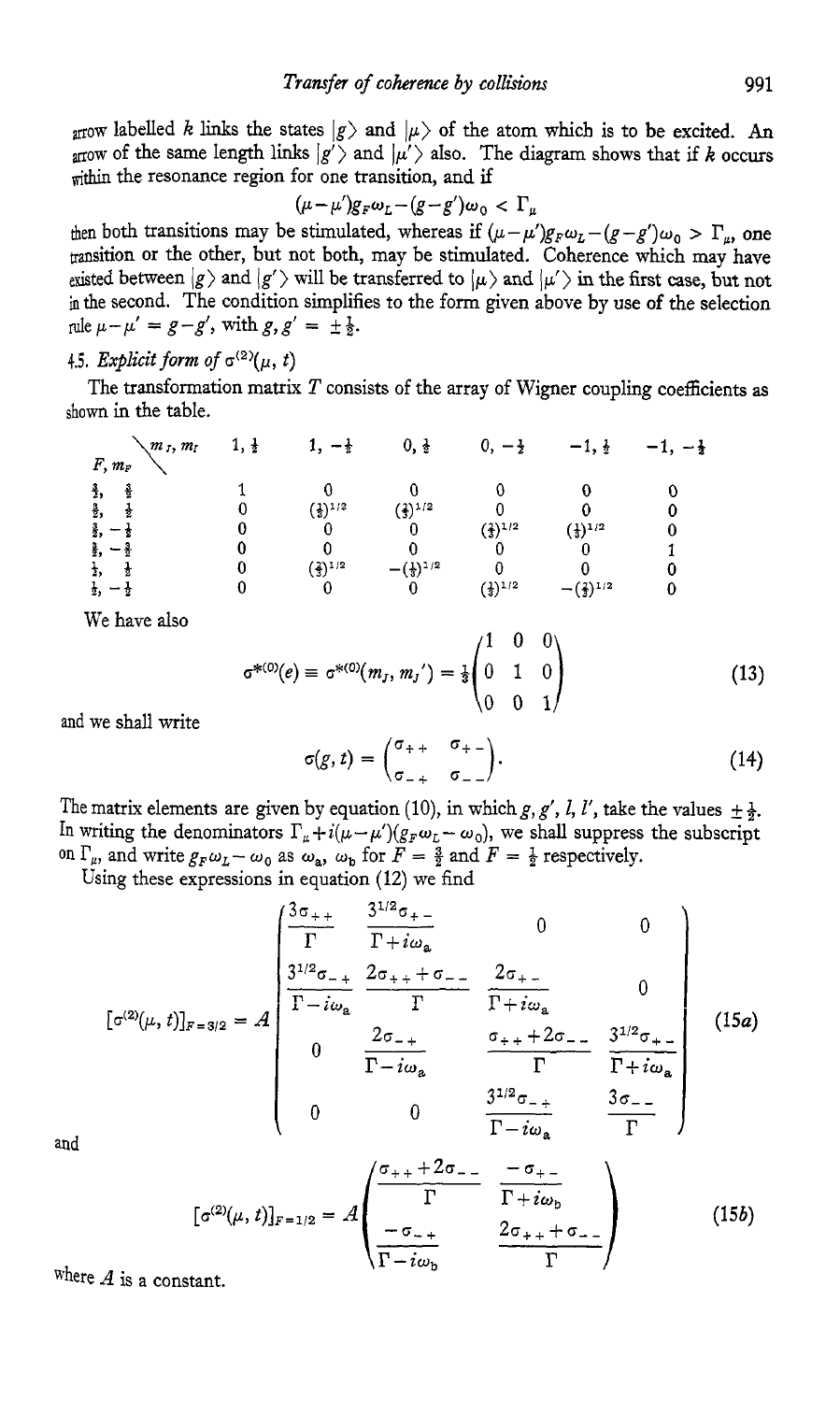arrow labelled $k$ links the states $|g\rangle$ and $|\mu\rangle$ of the atom which is to be excited. An arrow of the same length links $|g'\rangle$ and $|\mu'\rangle$ also. The diagram shows that if $k$ occurs within the resonance region for one transition, and if

$$(\mu-\mu')g_F\omega_L-(g-g')\omega_0 < \Gamma_\mu$$

then both transitions may be stimulated, whereas if $(\mu-\mu')g_F\omega_L-(g-g')\omega_0 > \Gamma_\mu$, one transition or the other, but not both, may be stimulated. Coherence which may have existed between $|g\rangle$ and $|g'\rangle$ will be transferred to $|\mu\rangle$ and $|\mu'\rangle$ in the first case, but not in the second. The condition simplifies to the form given above by use of the selection rule $\mu-\mu' = g-g'$, with $g, g' = \pm\frac{1}{2}$.

### 4.5. *Explicit form of* $\sigma^{(2)}(\mu, t)$

The transformation matrix $T$ consists of the array of Wigner coupling coefficients as shown in the table.

| $F, m_F$ \ $m_l, m_I$ | $1, \frac{1}{2}$ | $1, -\frac{1}{2}$ | $0, \frac{1}{2}$ | $0, -\frac{1}{2}$ | $-1, \frac{1}{2}$ | $-1, -\frac{1}{2}$ |
|---|---|---|---|---|---|---|
| $\frac{3}{2}, \frac{3}{2}$ | 1 | 0 | 0 | 0 | 0 | 0 |
| $\frac{3}{2}, \frac{1}{2}$ | 0 | $(\frac{1}{3})^{1/2}$ | $(\frac{2}{3})^{1/2}$ | 0 | 0 | 0 |
| $\frac{3}{2}, -\frac{1}{2}$ | 0 | 0 | 0 | $(\frac{2}{3})^{1/2}$ | $(\frac{1}{3})^{1/2}$ | 0 |
| $\frac{3}{2}, -\frac{3}{2}$ | 0 | 0 | 0 | 0 | 0 | 1 |
| $\frac{1}{2}, \frac{1}{2}$ | 0 | $(\frac{2}{3})^{1/2}$ | $-(\frac{1}{3})^{1/2}$ | 0 | 0 | 0 |
| $\frac{1}{2}, -\frac{1}{2}$ | 0 | 0 | 0 | $(\frac{1}{3})^{1/2}$ | $-(\frac{2}{3})^{1/2}$ | 0 |

We have also

$$\sigma^{*(0)}(e) \equiv \sigma^{*(0)}(m_J, m_J') = \tfrac{1}{3}\begin{pmatrix} 1 & 0 & 0 \\ 0 & 1 & 0 \\ 0 & 0 & 1 \end{pmatrix} \tag{13}$$

and we shall write

$$\sigma(g, t) = \begin{pmatrix} \sigma_{++} & \sigma_{+-} \\ \sigma_{-+} & \sigma_{--} \end{pmatrix}. \tag{14}$$

The matrix elements are given by equation (10), in which $g, g', l, l'$, take the values $\pm\frac{1}{2}$. In writing the denominators $\Gamma_\mu + i(\mu-\mu')(g_F\omega_L-\omega_0)$, we shall suppress the subscript on $\Gamma_\mu$, and write $g_F\omega_L-\omega_0$ as $\omega_a$, $\omega_b$ for $F = \frac{3}{2}$ and $F = \frac{1}{2}$ respectively.

Using these expressions in equation (12) we find

$$[\sigma^{(2)}(\mu, t)]_{F=3/2} = A\begin{pmatrix} \dfrac{3\sigma_{++}}{\Gamma} & \dfrac{3^{1/2}\sigma_{+-}}{\Gamma+i\omega_a} & 0 & 0 \\[2ex] \dfrac{3^{1/2}\sigma_{-+}}{\Gamma-i\omega_a} & \dfrac{2\sigma_{++}+\sigma_{--}}{\Gamma} & \dfrac{2\sigma_{+-}}{\Gamma+i\omega_a} & 0 \\[2ex] 0 & \dfrac{2\sigma_{-+}}{\Gamma-i\omega_a} & \dfrac{\sigma_{++}+2\sigma_{--}}{\Gamma} & \dfrac{3^{1/2}\sigma_{+-}}{\Gamma+i\omega_a} \\[2ex] 0 & 0 & \dfrac{3^{1/2}\sigma_{-+}}{\Gamma-i\omega_a} & \dfrac{3\sigma_{--}}{\Gamma} \end{pmatrix} \tag{15a}$$

and

$$[\sigma^{(2)}(\mu, t)]_{F=1/2} = A\begin{pmatrix} \dfrac{\sigma_{++}+2\sigma_{--}}{\Gamma} & \dfrac{-\sigma_{+-}}{\Gamma+i\omega_b} \\[2ex] \dfrac{-\sigma_{-+}}{\Gamma-i\omega_b} & \dfrac{2\sigma_{++}+\sigma_{--}}{\Gamma} \end{pmatrix} \tag{15b}$$

where $A$ is a constant.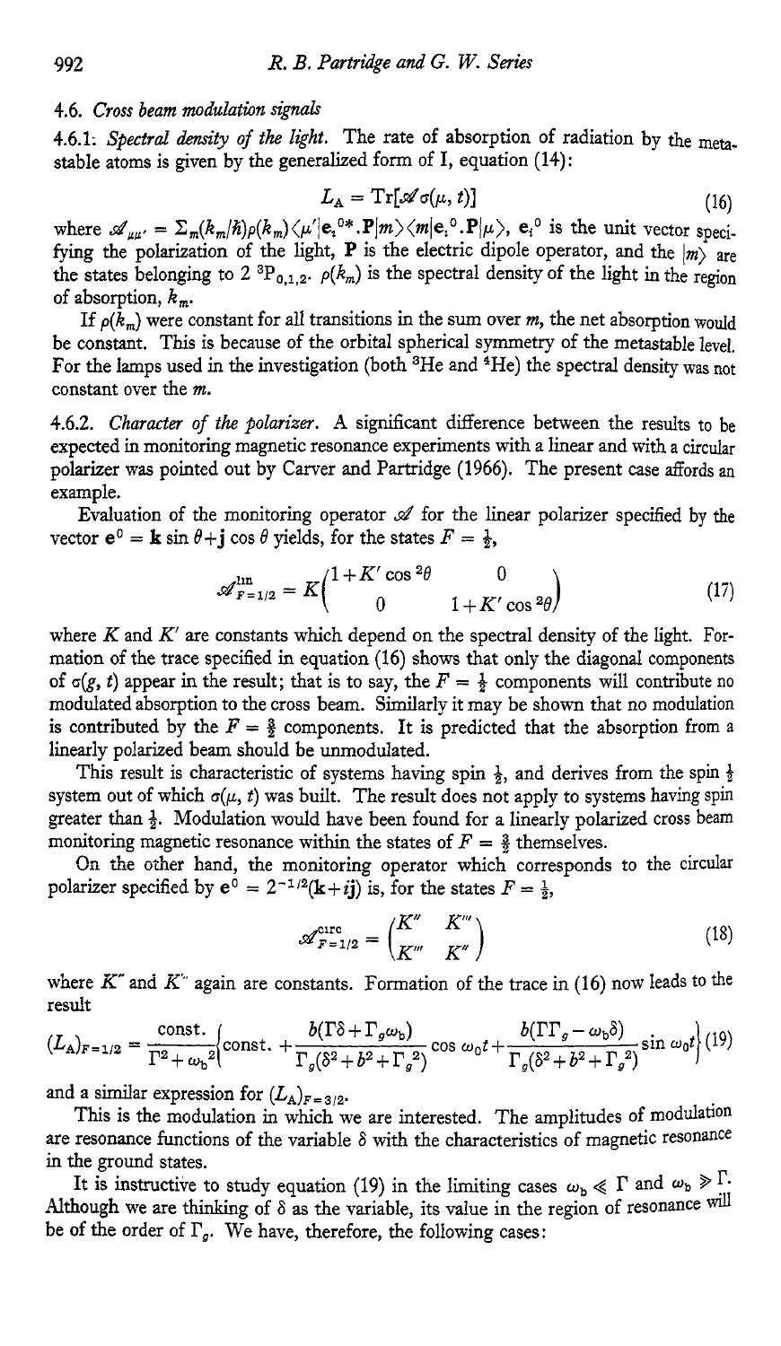### 4.6. *Cross beam modulation signals*

4.6.1: *Spectral density of the light.* The rate of absorption of radiation by the metastable atoms is given by the generalized form of I, equation (14):

$$L_A = \mathrm{Tr}[\mathscr{A}\sigma(\mu, t)] \tag{16}$$

where $\mathscr{A}_{\mu\mu'} = \Sigma_m(k_m/\hbar)\rho(k_m)\langle\mu'|\mathbf{e}_i^{0*}.\mathbf{P}|m\rangle\langle m|\mathbf{e}_i^0.\mathbf{P}|\mu\rangle$, $\mathbf{e}_i^0$ is the unit vector specifying the polarization of the light, $\mathbf{P}$ is the electric dipole operator, and the $|m\rangle$ are the states belonging to $2\,^3P_{0,1,2}$. $\rho(k_m)$ is the spectral density of the light in the region of absorption, $k_m$.

If $\rho(k_m)$ were constant for all transitions in the sum over $m$, the net absorption would be constant. This is because of the orbital spherical symmetry of the metastable level. For the lamps used in the investigation (both $^3$He and $^4$He) the spectral density was not constant over the $m$.

4.6.2. *Character of the polarizer.* A significant difference between the results to be expected in monitoring magnetic resonance experiments with a linear and with a circular polarizer was pointed out by Carver and Partridge (1966). The present case affords an example.

Evaluation of the monitoring operator $\mathscr{A}$ for the linear polarizer specified by the vector $\mathbf{e}^0 = \mathbf{k}\sin\theta + \mathbf{j}\cos\theta$ yields, for the states $F = \frac{1}{2}$,

$$\mathscr{A}^{\mathrm{lin}}_{F=1/2} = K\begin{pmatrix} 1+K'\cos^2\theta & 0 \\ 0 & 1+K'\cos^2\theta \end{pmatrix} \tag{17}$$

where $K$ and $K'$ are constants which depend on the spectral density of the light. Formation of the trace specified in equation (16) shows that only the diagonal components of $\sigma(g, t)$ appear in the result; that is to say, the $F = \frac{1}{2}$ components will contribute no modulated absorption to the cross beam. Similarly it may be shown that no modulation is contributed by the $F = \frac{3}{2}$ components. It is predicted that the absorption from a linearly polarized beam should be unmodulated.

This result is characteristic of systems having spin $\frac{1}{2}$, and derives from the spin $\frac{1}{2}$ system out of which $\sigma(\mu, t)$ was built. The result does not apply to systems having spin greater than $\frac{1}{2}$. Modulation would have been found for a linearly polarized cross beam monitoring magnetic resonance within the states of $F = \frac{3}{2}$ themselves.

On the other hand, the monitoring operator which corresponds to the circular polarizer specified by $\mathbf{e}^0 = 2^{-1/2}(\mathbf{k}+i\mathbf{j})$ is, for the states $F = \frac{1}{2}$,

$$\mathscr{A}^{\mathrm{circ}}_{F=1/2} = \begin{pmatrix} K'' & K''' \\ K''' & K'' \end{pmatrix} \tag{18}$$

where $K''$ and $K'''$ again are constants. Formation of the trace in (16) now leads to the result

$$(L_A)_{F=1/2} = \frac{\mathrm{const.}}{\Gamma^2+\omega_b^2}\left\{\mathrm{const.} + \frac{b(\Gamma\delta+\Gamma_g\omega_b)}{\Gamma_g(\delta^2+b^2+\Gamma_g^2)}\cos\omega_0 t + \frac{b(\Gamma\Gamma_g-\omega_b\delta)}{\Gamma_g(\delta^2+b^2+\Gamma_g^2)}\sin\omega_0 t\right\} \tag{19}$$

and a similar expression for $(L_A)_{F=3/2}$.

This is the modulation in which we are interested. The amplitudes of modulation are resonance functions of the variable $\delta$ with the characteristics of magnetic resonance in the ground states.

It is instructive to study equation (19) in the limiting cases $\omega_b \ll \Gamma$ and $\omega_b \gg \Gamma$. Although we are thinking of $\delta$ as the variable, its value in the region of resonance will be of the order of $\Gamma_g$. We have, therefore, the following cases: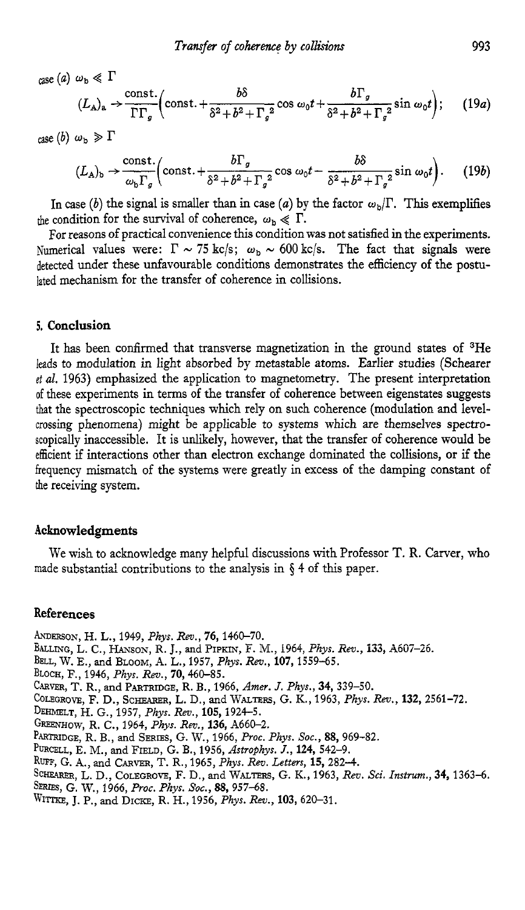case (*a*) $\omega_b \ll \Gamma$

$$(L_A)_a \to \frac{\text{const.}}{\Gamma\Gamma_g}\left(\text{const.} + \frac{b\delta}{\delta^2+b^2+\Gamma_g{}^2}\cos\omega_0 t + \frac{b\Gamma_g}{\delta^2+b^2+\Gamma_g{}^2}\sin\omega_0 t\right); \quad (19a)$$

case (*b*) $\omega_b \gg \Gamma$

$$(L_A)_b \to \frac{\text{const.}}{\omega_b\Gamma_g}\left(\text{const.} + \frac{b\Gamma_g}{\delta^2+b^2+\Gamma_g{}^2}\cos\omega_0 t - \frac{b\delta}{\delta^2+b^2+\Gamma_g{}^2}\sin\omega_0 t\right). \quad (19b)$$

In case (*b*) the signal is smaller than in case (*a*) by the factor $\omega_b/\Gamma$. This exemplifies the condition for the survival of coherence, $\omega_b \ll \Gamma$.

For reasons of practical convenience this condition was not satisfied in the experiments. Numerical values were: $\Gamma \sim 75$ kc/s; $\omega_b \sim 600$ kc/s. The fact that signals were detected under these unfavourable conditions demonstrates the efficiency of the postulated mechanism for the transfer of coherence in collisions.

## 5. Conclusion

It has been confirmed that transverse magnetization in the ground states of $^3$He leads to modulation in light absorbed by metastable atoms. Earlier studies (Schearer *et al.* 1963) emphasized the application to magnetometry. The present interpretation of these experiments in terms of the transfer of coherence between eigenstates suggests that the spectroscopic techniques which rely on such coherence (modulation and level-crossing phenomena) might be applicable to systems which are themselves spectroscopically inaccessible. It is unlikely, however, that the transfer of coherence would be efficient if interactions other than electron exchange dominated the collisions, or if the frequency mismatch of the systems were greatly in excess of the damping constant of the receiving system.

## Acknowledgments

We wish to acknowledge many helpful discussions with Professor T. R. Carver, who made substantial contributions to the analysis in § 4 of this paper.

## References

Anderson, H. L., 1949, *Phys. Rev.*, **76**, 1460–70.
Balling, L. C., Hanson, R. J., and Pipkin, F. M., 1964, *Phys. Rev.*, **133**, A607–26.
Bell, W. E., and Bloom, A. L., 1957, *Phys. Rev.*, **107**, 1559–65.
Bloch, F., 1946, *Phys. Rev.*, **70**, 460–85.
Carver, T. R., and Partridge, R. B., 1966, *Amer. J. Phys.*, **34**, 339–50.
Colegrove, F. D., Schearer, L. D., and Walters, G. K., 1963, *Phys. Rev.*, **132**, 2561–72.
Dehmelt, H. G., 1957, *Phys. Rev.*, **105**, 1924–5.
Greenhow, R. C., 1964, *Phys. Rev.*, **136**, A660–2.
Partridge, R. B., and Series, G. W., 1966, *Proc. Phys. Soc.*, **88**, 969–82.
Purcell, E. M., and Field, G. B., 1956, *Astrophys. J.*, **124**, 542–9.
Ruff, G. A., and Carver, T. R., 1965, *Phys. Rev. Letters*, **15**, 282–4.
Schearer, L. D., Colegrove, F. D., and Walters, G. K., 1963, *Rev. Sci. Instrum.*, **34**, 1363–6.
Series, G. W., 1966, *Proc. Phys. Soc.*, **88**, 957–68.
Wittke, J. P., and Dicke, R. H., 1956, *Phys. Rev.*, **103**, 620–31.